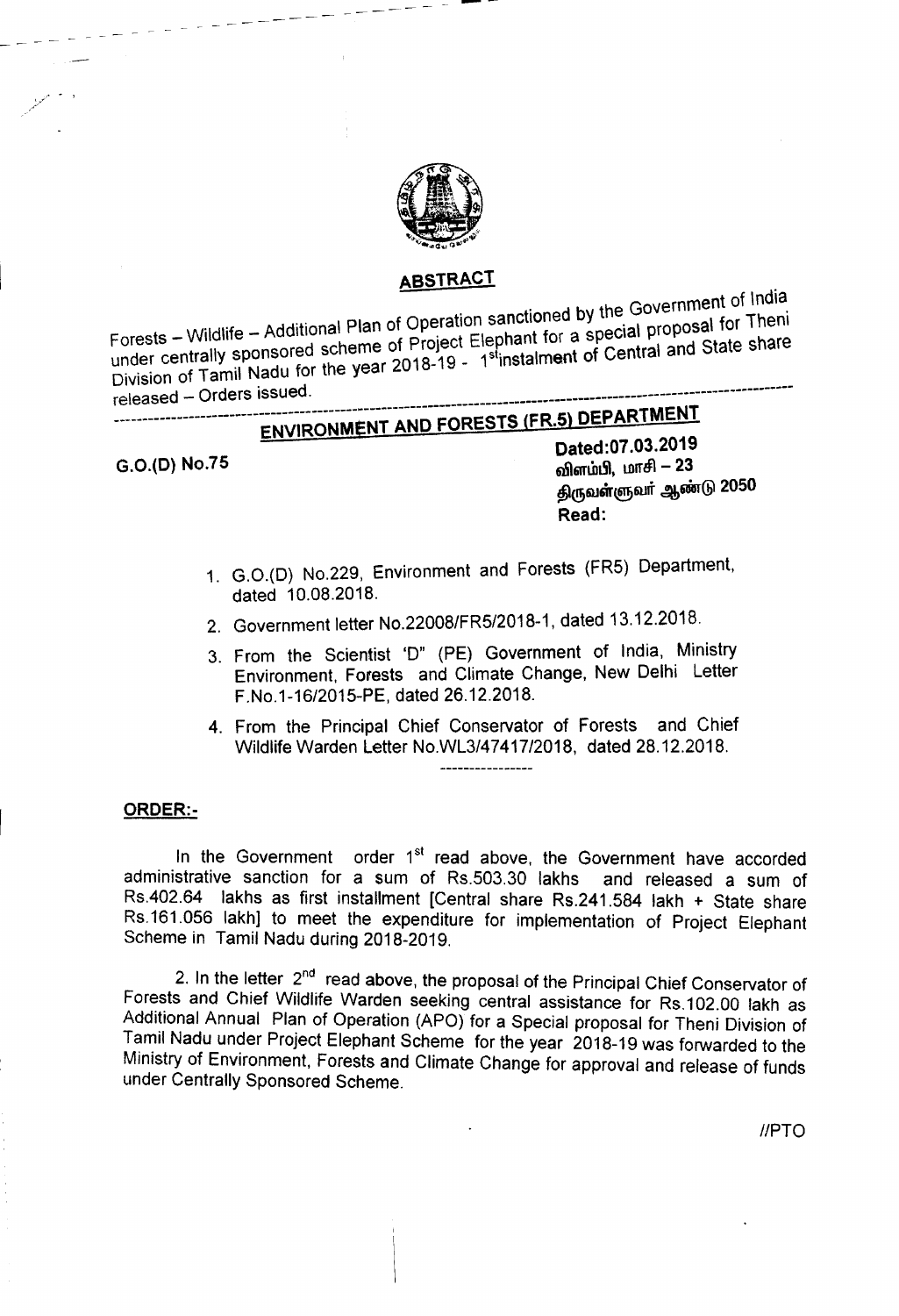## ABSTRACT

Forests – Wildlife – Additional Plan of Operation sanctioned by the Government of India under centrally sponsored scheme of Project Elephant for a special proposal for Theni Division of Tamil Nadu for the year 2018-19 - 1st instalment of Central and State share released – Orders issued.

## ENVIRONMENT AND FORESTS (FR.5) DEPARTMENT

G.O.(D) No.75

Dated:07.03.2019
விளம்பி, மாசி – 23
திருவள்ளுவர் ஆண்டு 2050

**Read:**

1. G.O.(D) No.229, Environment and Forests (FR5) Department, dated 10.08.2018.
2. Government letter No.22008/FR5/2018-1, dated 13.12.2018.
3. From the Scientist 'D" (PE) Government of India, Ministry Environment, Forests and Climate Change, New Delhi Letter F.No.1-16/2015-PE, dated 26.12.2018.
4. From the Principal Chief Conservator of Forests and Chief Wildlife Warden Letter No.WL3/47417/2018, dated 28.12.2018.

----------------

### ORDER:-

In the Government order 1st read above, the Government have accorded administrative sanction for a sum of Rs.503.30 lakhs and released a sum of Rs.402.64 lakhs as first installment [Central share Rs.241.584 lakh + State share Rs.161.056 lakh] to meet the expenditure for implementation of Project Elephant Scheme in Tamil Nadu during 2018-2019.

2. In the letter 2nd read above, the proposal of the Principal Chief Conservator of Forests and Chief Wildlife Warden seeking central assistance for Rs.102.00 lakh as Additional Annual Plan of Operation (APO) for a Special proposal for Theni Division of Tamil Nadu under Project Elephant Scheme for the year 2018-19 was forwarded to the Ministry of Environment, Forests and Climate Change for approval and release of funds under Centrally Sponsored Scheme.

//PTO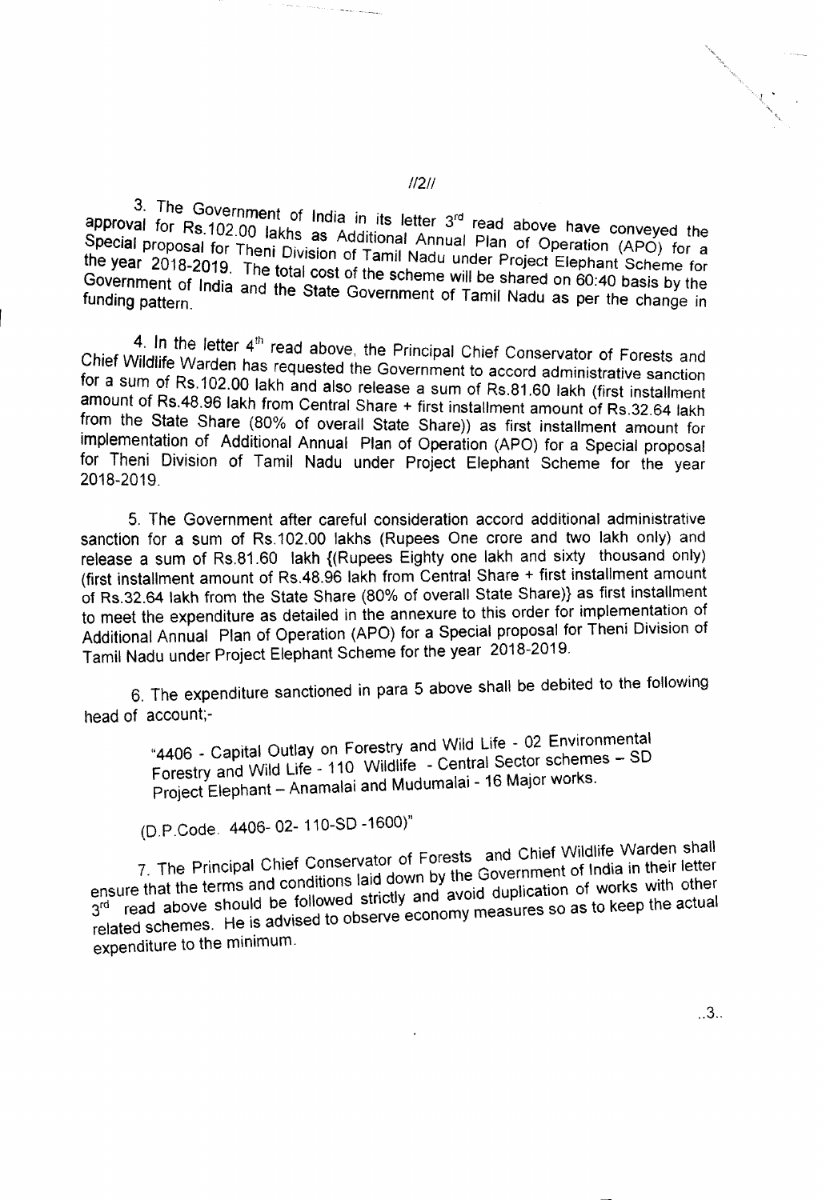3. The Government of India in its letter 3rd read above have conveyed the approval for Rs.102.00 lakhs as Additional Annual Plan of Operation (APO) for a Special proposal for Theni Division of Tamil Nadu under Project Elephant Scheme for the year 2018-2019. The total cost of the scheme will be shared on 60:40 basis by the Government of India and the State Government of Tamil Nadu as per the change in funding pattern.

4. In the letter 4th read above, the Principal Chief Conservator of Forests and Chief Wildlife Warden has requested the Government to accord administrative sanction for a sum of Rs.102.00 lakh and also release a sum of Rs.81.60 lakh (first installment amount of Rs.48.96 lakh from Central Share + first installment amount of Rs.32.64 lakh from the State Share (80% of overall State Share)) as first installment amount for implementation of Additional Annual Plan of Operation (APO) for a Special proposal for Theni Division of Tamil Nadu under Project Elephant Scheme for the year 2018-2019.

5. The Government after careful consideration accord additional administrative sanction for a sum of Rs.102.00 lakhs (Rupees One crore and two lakh only) and release a sum of Rs.81.60 lakh {(Rupees Eighty one lakh and sixty thousand only) (first installment amount of Rs.48.96 lakh from Central Share + first installment amount of Rs.32.64 lakh from the State Share (80% of overall State Share)} as first installment to meet the expenditure as detailed in the annexure to this order for implementation of Additional Annual Plan of Operation (APO) for a Special proposal for Theni Division of Tamil Nadu under Project Elephant Scheme for the year 2018-2019.

6. The expenditure sanctioned in para 5 above shall be debited to the following head of account;-

> "4406 - Capital Outlay on Forestry and Wild Life - 02 Environmental Forestry and Wild Life - 110 Wildlife - Central Sector schemes – SD Project Elephant – Anamalai and Mudumalai - 16 Major works.
>
> (D.P.Code. 4406- 02- 110-SD -1600)"

7. The Principal Chief Conservator of Forests and Chief Wildlife Warden shall ensure that the terms and conditions laid down by the Government of India in their letter 3rd read above should be followed strictly and avoid duplication of works with other related schemes. He is advised to observe economy measures so as to keep the actual expenditure to the minimum.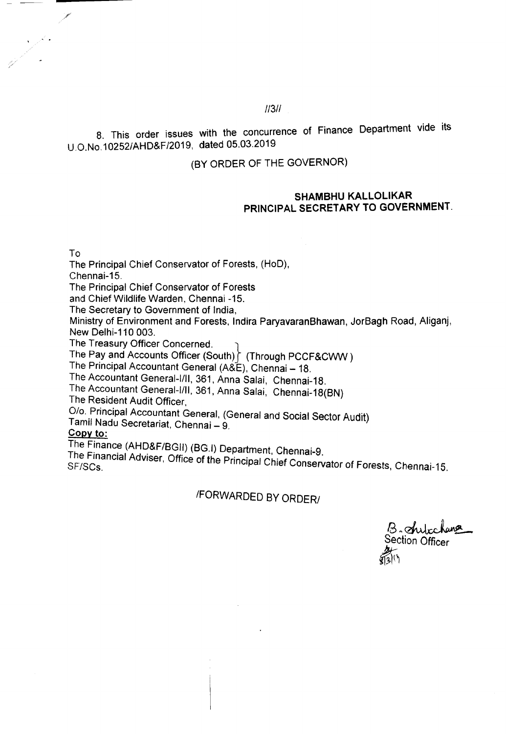8. This order issues with the concurrence of Finance Department vide its U.O.No.10252/AHD&F/2019, dated 05.03.2019

(BY ORDER OF THE GOVERNOR)

**SHAMBHU KALLOLIKAR**
**PRINCIPAL SECRETARY TO GOVERNMENT.**

To
The Principal Chief Conservator of Forests, (HoD), Chennai-15.
The Principal Chief Conservator of Forests and Chief Wildlife Warden, Chennai -15.
The Secretary to Government of India,
Ministry of Environment and Forests, Indira ParyavaranBhawan, JorBagh Road, Aliganj, New Delhi-110 003.
The Treasury Officer Concerned.
The Pay and Accounts Officer (South) } (Through PCCF&CWW)
The Principal Accountant General (A&E), Chennai – 18.
The Accountant General-I/II, 361, Anna Salai, Chennai-18.
The Accountant General-I/II, 361, Anna Salai, Chennai-18(BN)
The Resident Audit Officer,
O/o. Principal Accountant General, (General and Social Sector Audit)
Tamil Nadu Secretariat, Chennai – 9.

**Copy to:**
The Finance (AHD&F/BGII) (BG.I) Department, Chennai-9.
The Financial Adviser, Office of the Principal Chief Conservator of Forests, Chennai-15.
SF/SCs.

/FORWARDED BY ORDER/

Section Officer
8/3/19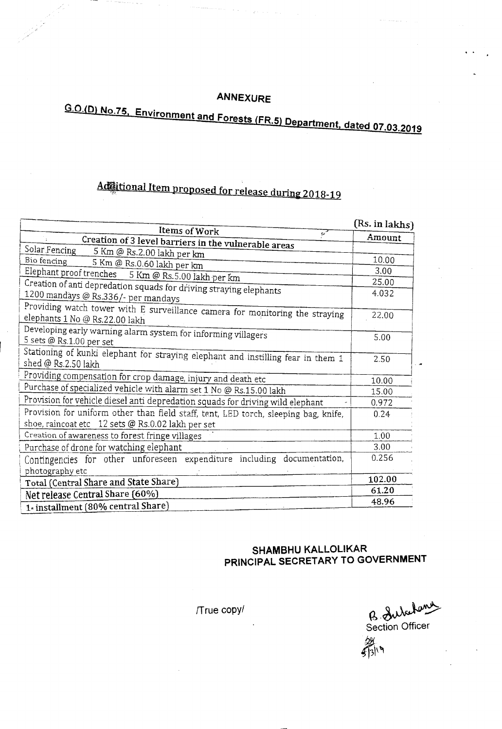# ANNEXURE

## G.O.(D) No.75, Environment and Forests (FR.5) Department, dated 07.03.2019

## Additional Item proposed for release during 2018-19

(Rs. in lakhs)

| Items of Work | Amount |
|---|---|
| **Creation of 3 level barriers in the vulnerable areas** | |
| Solar Fencing 5 Km @ Rs.2.00 lakh per km | 10.00 |
| Bio fencing 5 Km @ Rs.0.60 lakh per km | 3.00 |
| Elephant proof trenches 5 Km @ Rs.5.00 lakh per km | 25.00 |
| Creation of anti depredation squads for driving straying elephants 1200 mandays @ Rs.336/- per mandays | 4.032 |
| Providing watch tower with E surveillance camera for monitoring the straying elephants 1 No @ Rs.22.00 lakh | 22.00 |
| Developing early warning alarm system for informing villagers 5 sets @ Rs.1.00 per set | 5.00 |
| Stationing of kunki elephant for straying elephant and instilling fear in them 1 shed @ Rs.2.50 lakh | 2.50 |
| Providing compensation for crop damage, injury and death etc | 10.00 |
| Purchase of specialized vehicle with alarm set 1 No @ Rs.15.00 lakh | 15.00 |
| Provision for vehicle diesel anti depredation squads for driving wild elephant | 0.972 |
| Provision for uniform other than field staff, tent, LED torch, sleeping bag, knife, shoe, raincoat etc 12 sets @ Rs.0.02 lakh per set | 0.24 |
| Creation of awareness to forest fringe villages | 1.00 |
| Purchase of drone for watching elephant | 3.00 |
| Contingencies for other unforeseen expenditure including documentation, photography etc | 0.256 |
| **Total (Central Share and State Share)** | **102.00** |
| **Net release Central Share (60%)** | **61.20** |
| **1st installment (80% central Share)** | **48.96** |

**SHAMBHU KALLOLIKAR**
**PRINCIPAL SECRETARY TO GOVERNMENT**

/True copy/

Section Officer